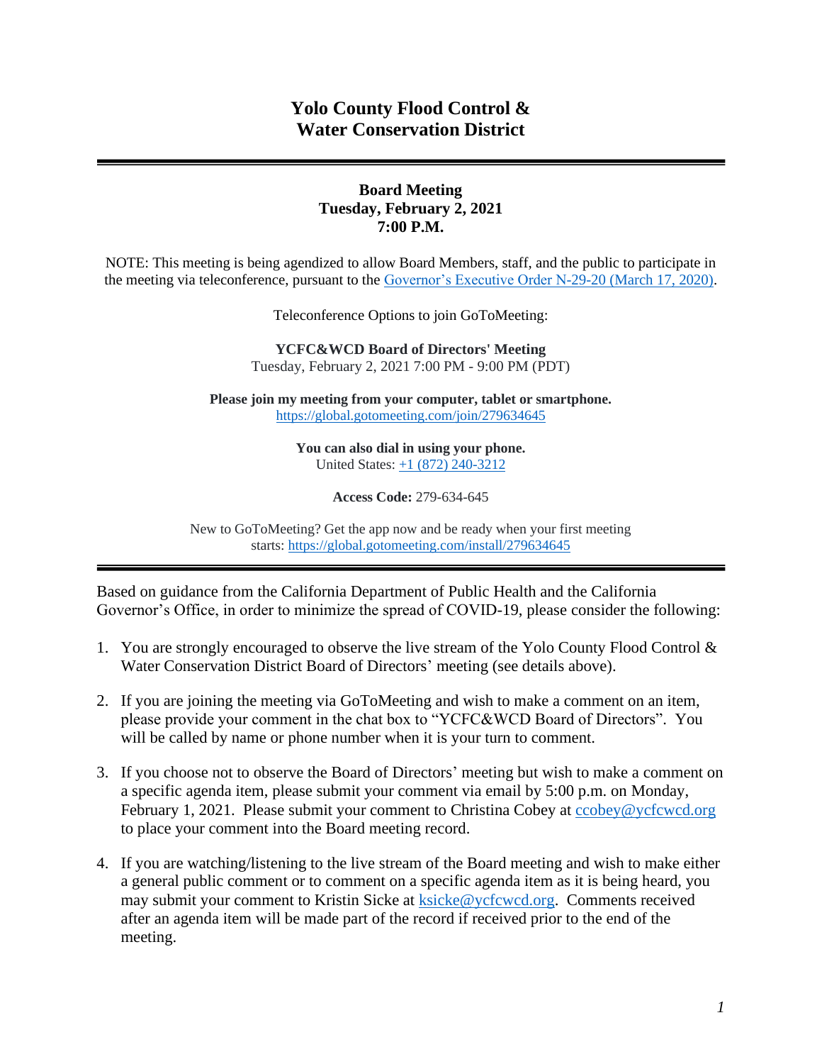# Yolo County Flood Control & Water Conservation District

---

**Board Meeting**
**Tuesday, February 2, 2021**
**7:00 P.M.**

NOTE: This meeting is being agendized to allow Board Members, staff, and the public to participate in the meeting via teleconference, pursuant to the [Governor's Executive Order N-29-20 (March 17, 2020)](#).

Teleconference Options to join GoToMeeting:

**YCFC&WCD Board of Directors' Meeting**
Tuesday, February 2, 2021 7:00 PM - 9:00 PM (PDT)

**Please join my meeting from your computer, tablet or smartphone.**
https://global.gotomeeting.com/join/279634645

**You can also dial in using your phone.**
United States: +1 (872) 240-3212

**Access Code:** 279-634-645

New to GoToMeeting? Get the app now and be ready when your first meeting starts: https://global.gotomeeting.com/install/279634645

---

Based on guidance from the California Department of Public Health and the California Governor's Office, in order to minimize the spread of COVID-19, please consider the following:

1. You are strongly encouraged to observe the live stream of the Yolo County Flood Control & Water Conservation District Board of Directors' meeting (see details above).

2. If you are joining the meeting via GoToMeeting and wish to make a comment on an item, please provide your comment in the chat box to "YCFC&WCD Board of Directors". You will be called by name or phone number when it is your turn to comment.

3. If you choose not to observe the Board of Directors' meeting but wish to make a comment on a specific agenda item, please submit your comment via email by 5:00 p.m. on Monday, February 1, 2021. Please submit your comment to Christina Cobey at ccobey@ycfcwcd.org to place your comment into the Board meeting record.

4. If you are watching/listening to the live stream of the Board meeting and wish to make either a general public comment or to comment on a specific agenda item as it is being heard, you may submit your comment to Kristin Sicke at ksicke@ycfcwcd.org. Comments received after an agenda item will be made part of the record if received prior to the end of the meeting.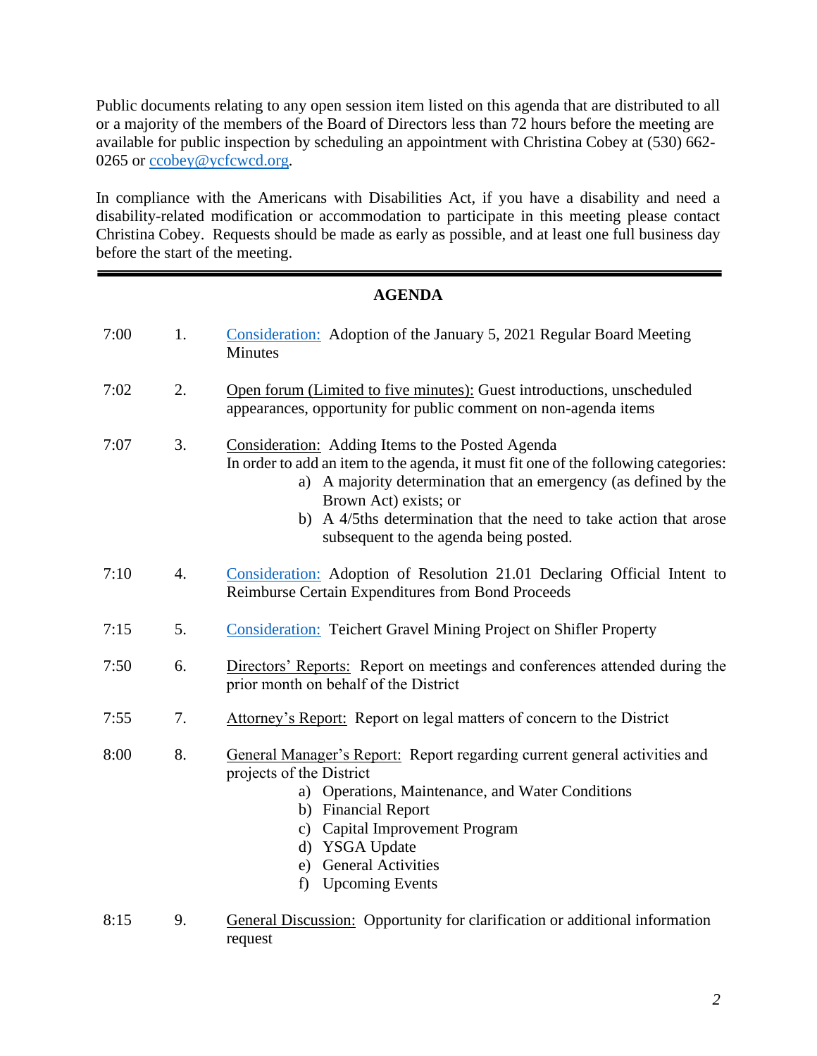Public documents relating to any open session item listed on this agenda that are distributed to all or a majority of the members of the Board of Directors less than 72 hours before the meeting are available for public inspection by scheduling an appointment with Christina Cobey at (530) 662-0265 or ccobey@ycfcwcd.org.

In compliance with the Americans with Disabilities Act, if you have a disability and need a disability-related modification or accommodation to participate in this meeting please contact Christina Cobey. Requests should be made as early as possible, and at least one full business day before the start of the meeting.

---

## AGENDA

7:00 1. Consideration: Adoption of the January 5, 2021 Regular Board Meeting Minutes

7:02 2. Open forum (Limited to five minutes): Guest introductions, unscheduled appearances, opportunity for public comment on non-agenda items

7:07 3. Consideration: Adding Items to the Posted Agenda
In order to add an item to the agenda, it must fit one of the following categories:
   a) A majority determination that an emergency (as defined by the Brown Act) exists; or
   b) A 4/5ths determination that the need to take action that arose subsequent to the agenda being posted.

7:10 4. Consideration: Adoption of Resolution 21.01 Declaring Official Intent to Reimburse Certain Expenditures from Bond Proceeds

7:15 5. Consideration: Teichert Gravel Mining Project on Shifler Property

7:50 6. Directors' Reports: Report on meetings and conferences attended during the prior month on behalf of the District

7:55 7. Attorney's Report: Report on legal matters of concern to the District

8:00 8. General Manager's Report: Report regarding current general activities and projects of the District
   a) Operations, Maintenance, and Water Conditions
   b) Financial Report
   c) Capital Improvement Program
   d) YSGA Update
   e) General Activities
   f) Upcoming Events

8:15 9. General Discussion: Opportunity for clarification or additional information request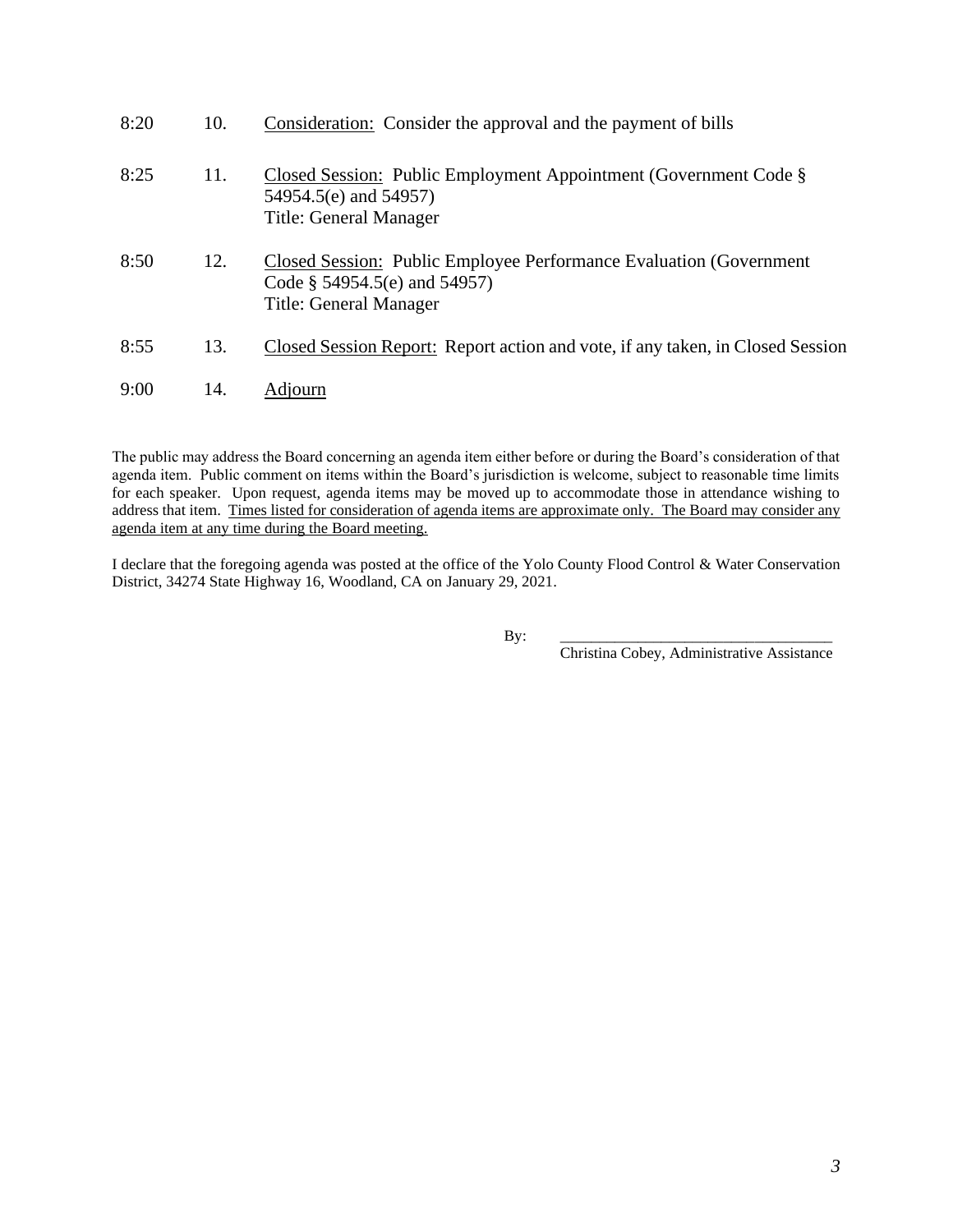| | | |
|---|---|---|
| 8:20 | 10. | Consideration: Consider the approval and the payment of bills |
| 8:25 | 11. | Closed Session: Public Employment Appointment (Government Code § 54954.5(e) and 54957)<br>Title: General Manager |
| 8:50 | 12. | Closed Session: Public Employee Performance Evaluation (Government Code § 54954.5(e) and 54957)<br>Title: General Manager |
| 8:55 | 13. | Closed Session Report: Report action and vote, if any taken, in Closed Session |
| 9:00 | 14. | Adjourn |

The public may address the Board concerning an agenda item either before or during the Board's consideration of that agenda item. Public comment on items within the Board's jurisdiction is welcome, subject to reasonable time limits for each speaker. Upon request, agenda items may be moved up to accommodate those in attendance wishing to address that item. Times listed for consideration of agenda items are approximate only. The Board may consider any agenda item at any time during the Board meeting.

I declare that the foregoing agenda was posted at the office of the Yolo County Flood Control & Water Conservation District, 34274 State Highway 16, Woodland, CA on January 29, 2021.

By: ___________________________________

Christina Cobey, Administrative Assistance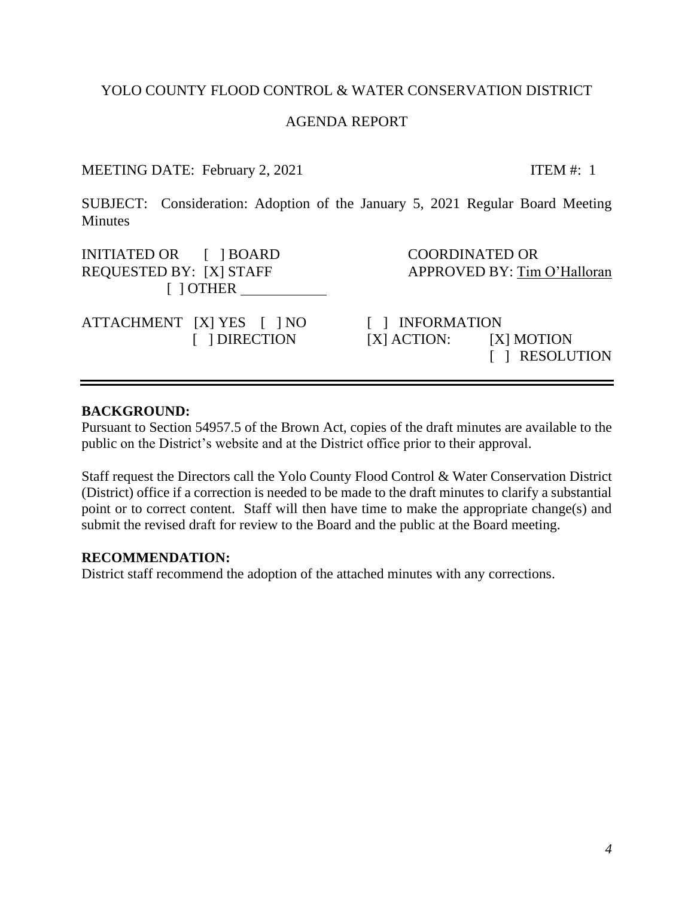YOLO COUNTY FLOOD CONTROL & WATER CONSERVATION DISTRICT

AGENDA REPORT

MEETING DATE: February 2, 2021 ITEM #: 1

SUBJECT: Consideration: Adoption of the January 5, 2021 Regular Board Meeting Minutes

INITIATED OR [ ] BOARD
REQUESTED BY: [X] STAFF
[ ] OTHER ___________

COORDINATED OR
APPROVED BY: Tim O'Halloran

ATTACHMENT [X] YES [ ] NO
[ ] DIRECTION

[ ] INFORMATION
[X] ACTION: [X] MOTION
[ ] RESOLUTION

---

**BACKGROUND:**
Pursuant to Section 54957.5 of the Brown Act, copies of the draft minutes are available to the public on the District's website and at the District office prior to their approval.

Staff request the Directors call the Yolo County Flood Control & Water Conservation District (District) office if a correction is needed to be made to the draft minutes to clarify a substantial point or to correct content. Staff will then have time to make the appropriate change(s) and submit the revised draft for review to the Board and the public at the Board meeting.

**RECOMMENDATION:**
District staff recommend the adoption of the attached minutes with any corrections.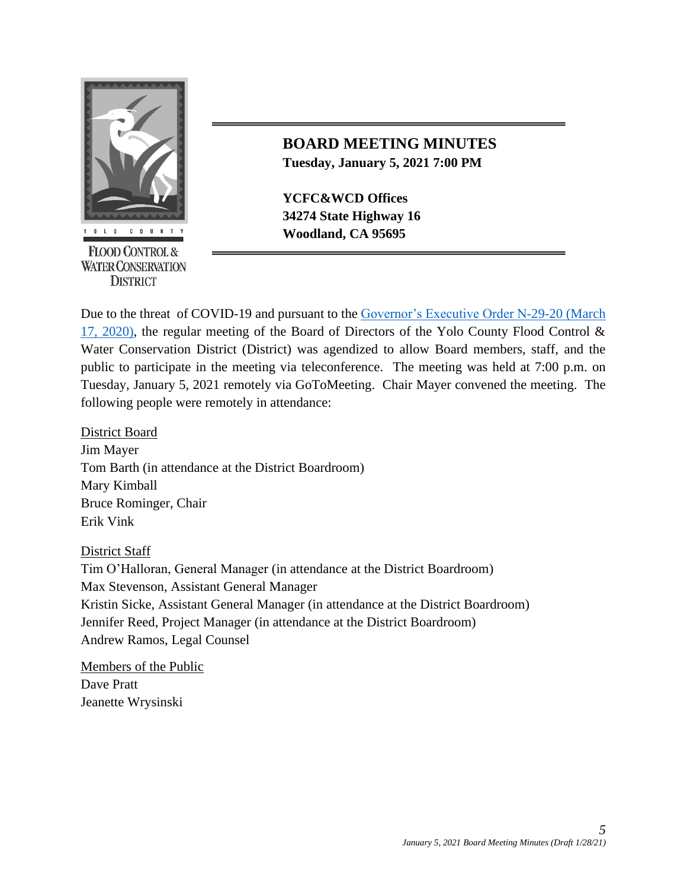YOLO COUNTY

FLOOD CONTROL & WATER CONSERVATION DISTRICT

# BOARD MEETING MINUTES

**Tuesday, January 5, 2021 7:00 PM**

**YCFC&WCD Offices**
**34274 State Highway 16**
**Woodland, CA 95695**

Due to the threat of COVID-19 and pursuant to the [Governor's Executive Order N-29-20 (March 17, 2020)](), the regular meeting of the Board of Directors of the Yolo County Flood Control & Water Conservation District (District) was agendized to allow Board members, staff, and the public to participate in the meeting via teleconference. The meeting was held at 7:00 p.m. on Tuesday, January 5, 2021 remotely via GoToMeeting. Chair Mayer convened the meeting. The following people were remotely in attendance:

<u>District Board</u>
Jim Mayer
Tom Barth (in attendance at the District Boardroom)
Mary Kimball
Bruce Rominger, Chair
Erik Vink

<u>District Staff</u>
Tim O'Halloran, General Manager (in attendance at the District Boardroom)
Max Stevenson, Assistant General Manager
Kristin Sicke, Assistant General Manager (in attendance at the District Boardroom)
Jennifer Reed, Project Manager (in attendance at the District Boardroom)
Andrew Ramos, Legal Counsel

<u>Members of the Public</u>
Dave Pratt
Jeanette Wrysinski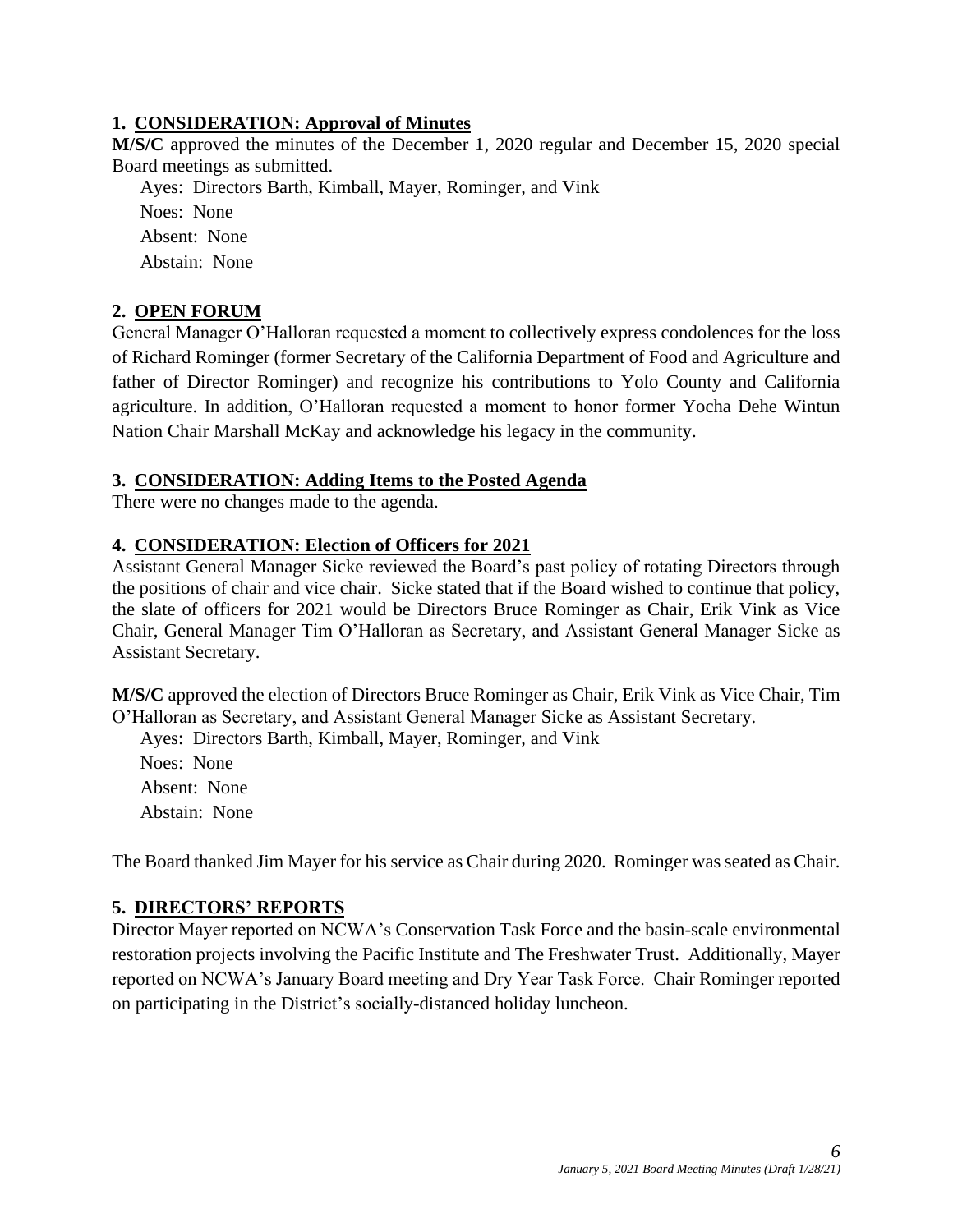### 1. CONSIDERATION: Approval of Minutes

**M/S/C** approved the minutes of the December 1, 2020 regular and December 15, 2020 special Board meetings as submitted.

Ayes: Directors Barth, Kimball, Mayer, Rominger, and Vink
Noes: None
Absent: None
Abstain: None

### 2. OPEN FORUM

General Manager O'Halloran requested a moment to collectively express condolences for the loss of Richard Rominger (former Secretary of the California Department of Food and Agriculture and father of Director Rominger) and recognize his contributions to Yolo County and California agriculture. In addition, O'Halloran requested a moment to honor former Yocha Dehe Wintun Nation Chair Marshall McKay and acknowledge his legacy in the community.

### 3. CONSIDERATION: Adding Items to the Posted Agenda

There were no changes made to the agenda.

### 4. CONSIDERATION: Election of Officers for 2021

Assistant General Manager Sicke reviewed the Board's past policy of rotating Directors through the positions of chair and vice chair. Sicke stated that if the Board wished to continue that policy, the slate of officers for 2021 would be Directors Bruce Rominger as Chair, Erik Vink as Vice Chair, General Manager Tim O'Halloran as Secretary, and Assistant General Manager Sicke as Assistant Secretary.

**M/S/C** approved the election of Directors Bruce Rominger as Chair, Erik Vink as Vice Chair, Tim O'Halloran as Secretary, and Assistant General Manager Sicke as Assistant Secretary.

Ayes: Directors Barth, Kimball, Mayer, Rominger, and Vink
Noes: None
Absent: None
Abstain: None

The Board thanked Jim Mayer for his service as Chair during 2020. Rominger was seated as Chair.

### 5. DIRECTORS' REPORTS

Director Mayer reported on NCWA's Conservation Task Force and the basin-scale environmental restoration projects involving the Pacific Institute and The Freshwater Trust. Additionally, Mayer reported on NCWA's January Board meeting and Dry Year Task Force. Chair Rominger reported on participating in the District's socially-distanced holiday luncheon.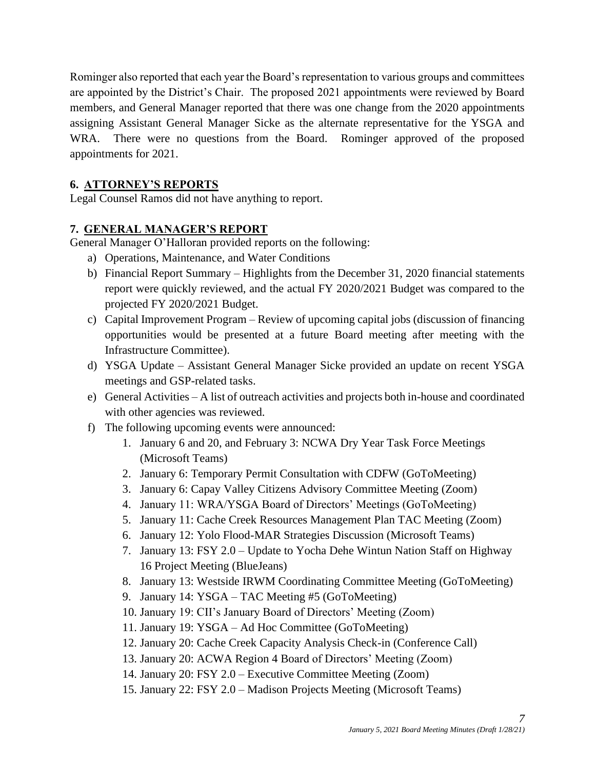Rominger also reported that each year the Board's representation to various groups and committees are appointed by the District's Chair. The proposed 2021 appointments were reviewed by Board members, and General Manager reported that there was one change from the 2020 appointments assigning Assistant General Manager Sicke as the alternate representative for the YSGA and WRA. There were no questions from the Board. Rominger approved of the proposed appointments for 2021.

## 6. ATTORNEY'S REPORTS

Legal Counsel Ramos did not have anything to report.

## 7. GENERAL MANAGER'S REPORT

General Manager O'Halloran provided reports on the following:

a) Operations, Maintenance, and Water Conditions
b) Financial Report Summary – Highlights from the December 31, 2020 financial statements report were quickly reviewed, and the actual FY 2020/2021 Budget was compared to the projected FY 2020/2021 Budget.
c) Capital Improvement Program – Review of upcoming capital jobs (discussion of financing opportunities would be presented at a future Board meeting after meeting with the Infrastructure Committee).
d) YSGA Update – Assistant General Manager Sicke provided an update on recent YSGA meetings and GSP-related tasks.
e) General Activities – A list of outreach activities and projects both in-house and coordinated with other agencies was reviewed.
f) The following upcoming events were announced:
    1. January 6 and 20, and February 3: NCWA Dry Year Task Force Meetings (Microsoft Teams)
    2. January 6: Temporary Permit Consultation with CDFW (GoToMeeting)
    3. January 6: Capay Valley Citizens Advisory Committee Meeting (Zoom)
    4. January 11: WRA/YSGA Board of Directors' Meetings (GoToMeeting)
    5. January 11: Cache Creek Resources Management Plan TAC Meeting (Zoom)
    6. January 12: Yolo Flood-MAR Strategies Discussion (Microsoft Teams)
    7. January 13: FSY 2.0 – Update to Yocha Dehe Wintun Nation Staff on Highway 16 Project Meeting (BlueJeans)
    8. January 13: Westside IRWM Coordinating Committee Meeting (GoToMeeting)
    9. January 14: YSGA – TAC Meeting #5 (GoToMeeting)
    10. January 19: CII's January Board of Directors' Meeting (Zoom)
    11. January 19: YSGA – Ad Hoc Committee (GoToMeeting)
    12. January 20: Cache Creek Capacity Analysis Check-in (Conference Call)
    13. January 20: ACWA Region 4 Board of Directors' Meeting (Zoom)
    14. January 20: FSY 2.0 – Executive Committee Meeting (Zoom)
    15. January 22: FSY 2.0 – Madison Projects Meeting (Microsoft Teams)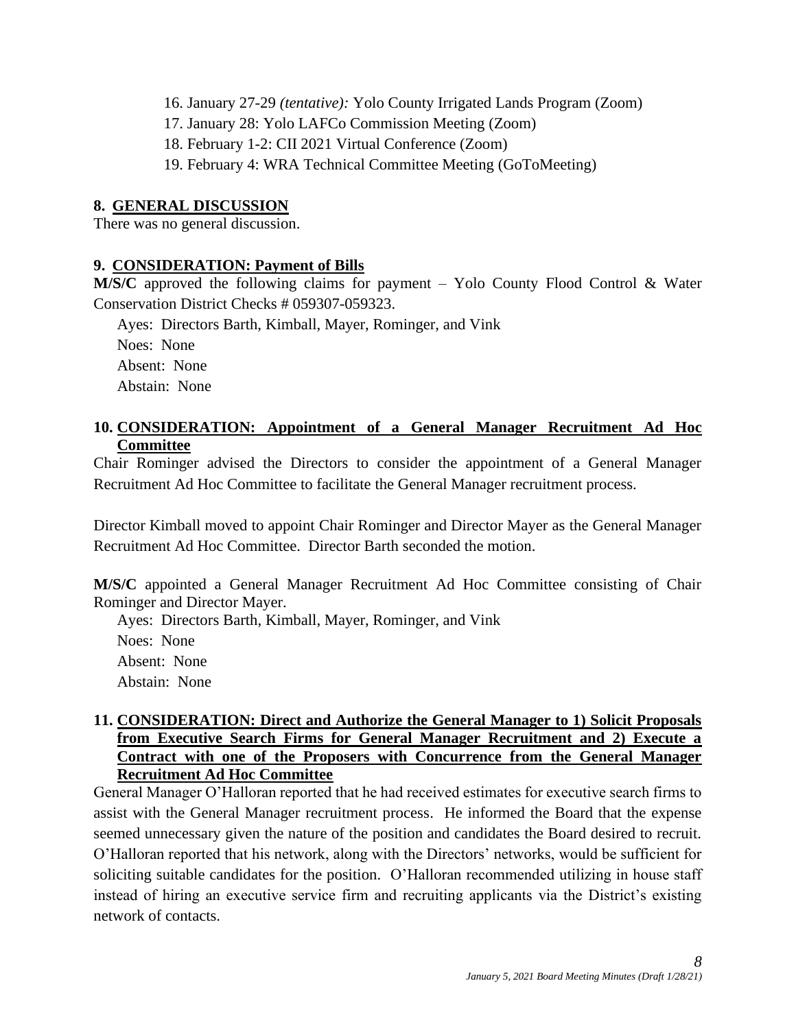16. January 27-29 *(tentative):* Yolo County Irrigated Lands Program (Zoom)
17. January 28: Yolo LAFCo Commission Meeting (Zoom)
18. February 1-2: CII 2021 Virtual Conference (Zoom)
19. February 4: WRA Technical Committee Meeting (GoToMeeting)

**8. GENERAL DISCUSSION**

There was no general discussion.

**9. CONSIDERATION: Payment of Bills**

**M/S/C** approved the following claims for payment – Yolo County Flood Control & Water Conservation District Checks # 059307-059323.

Ayes: Directors Barth, Kimball, Mayer, Rominger, and Vink
Noes: None
Absent: None
Abstain: None

**10. CONSIDERATION: Appointment of a General Manager Recruitment Ad Hoc Committee**

Chair Rominger advised the Directors to consider the appointment of a General Manager Recruitment Ad Hoc Committee to facilitate the General Manager recruitment process.

Director Kimball moved to appoint Chair Rominger and Director Mayer as the General Manager Recruitment Ad Hoc Committee. Director Barth seconded the motion.

**M/S/C** appointed a General Manager Recruitment Ad Hoc Committee consisting of Chair Rominger and Director Mayer.

Ayes: Directors Barth, Kimball, Mayer, Rominger, and Vink
Noes: None
Absent: None
Abstain: None

**11. CONSIDERATION: Direct and Authorize the General Manager to 1) Solicit Proposals from Executive Search Firms for General Manager Recruitment and 2) Execute a Contract with one of the Proposers with Concurrence from the General Manager Recruitment Ad Hoc Committee**

General Manager O'Halloran reported that he had received estimates for executive search firms to assist with the General Manager recruitment process. He informed the Board that the expense seemed unnecessary given the nature of the position and candidates the Board desired to recruit. O'Halloran reported that his network, along with the Directors' networks, would be sufficient for soliciting suitable candidates for the position. O'Halloran recommended utilizing in house staff instead of hiring an executive service firm and recruiting applicants via the District's existing network of contacts.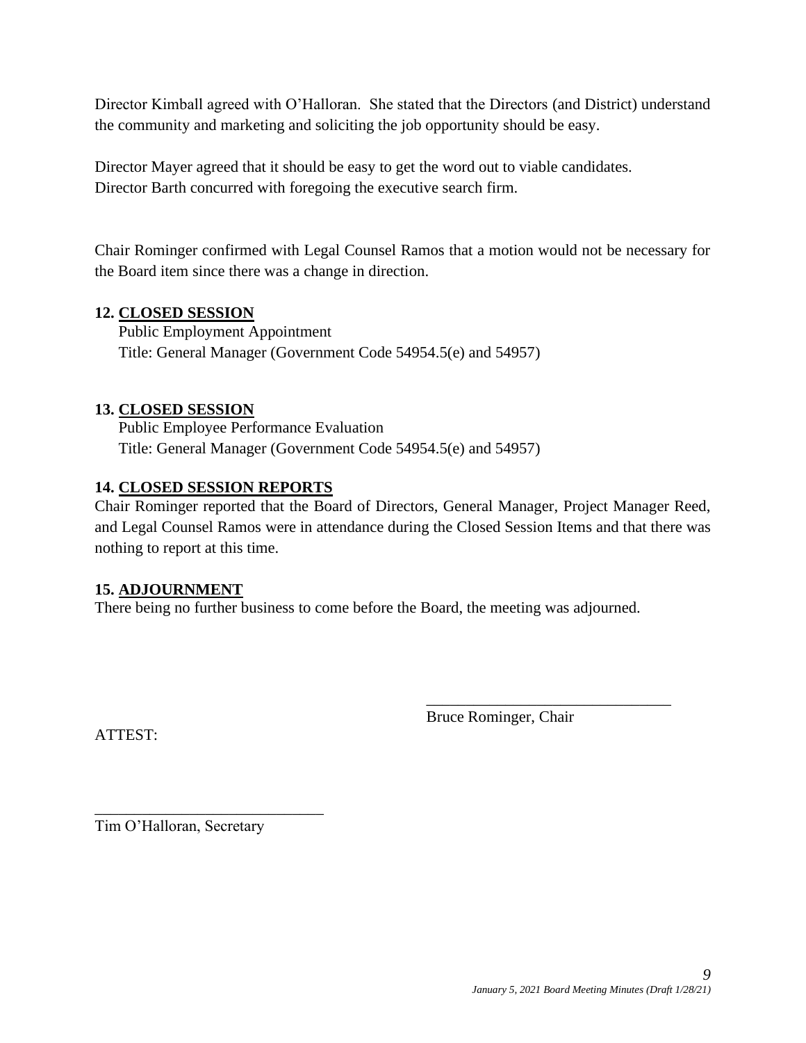Director Kimball agreed with O'Halloran. She stated that the Directors (and District) understand the community and marketing and soliciting the job opportunity should be easy.

Director Mayer agreed that it should be easy to get the word out to viable candidates.
Director Barth concurred with foregoing the executive search firm.

Chair Rominger confirmed with Legal Counsel Ramos that a motion would not be necessary for the Board item since there was a change in direction.

**12. CLOSED SESSION**
Public Employment Appointment
Title: General Manager (Government Code 54954.5(e) and 54957)

**13. CLOSED SESSION**
Public Employee Performance Evaluation
Title: General Manager (Government Code 54954.5(e) and 54957)

**14. CLOSED SESSION REPORTS**
Chair Rominger reported that the Board of Directors, General Manager, Project Manager Reed, and Legal Counsel Ramos were in attendance during the Closed Session Items and that there was nothing to report at this time.

**15. ADJOURNMENT**
There being no further business to come before the Board, the meeting was adjourned.

_______________________________
Bruce Rominger, Chair

ATTEST:

_____________________________
Tim O'Halloran, Secretary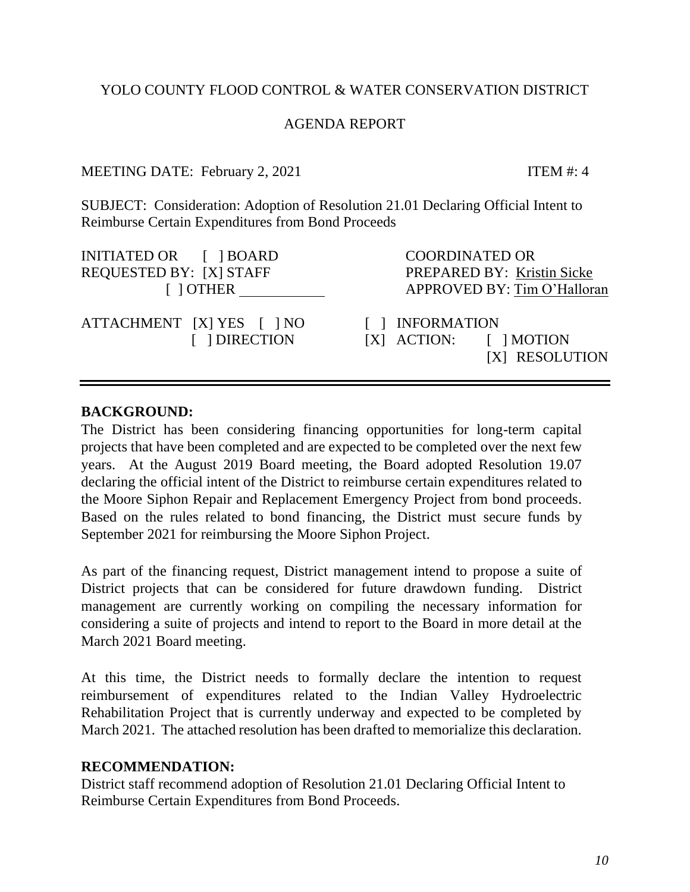YOLO COUNTY FLOOD CONTROL & WATER CONSERVATION DISTRICT

AGENDA REPORT

MEETING DATE: February 2, 2021 ITEM #: 4

SUBJECT: Consideration: Adoption of Resolution 21.01 Declaring Official Intent to Reimburse Certain Expenditures from Bond Proceeds

| | |
|---|---|
| INITIATED OR [ ] BOARD<br>REQUESTED BY: [X] STAFF<br>[ ] OTHER ________ | COORDINATED OR<br>PREPARED BY: Kristin Sicke<br>APPROVED BY: Tim O'Halloran |
| ATTACHMENT [X] YES [ ] NO<br>[ ] DIRECTION | [ ] INFORMATION<br>[X] ACTION: [ ] MOTION<br>[X] RESOLUTION |

---

**BACKGROUND:**

The District has been considering financing opportunities for long-term capital projects that have been completed and are expected to be completed over the next few years. At the August 2019 Board meeting, the Board adopted Resolution 19.07 declaring the official intent of the District to reimburse certain expenditures related to the Moore Siphon Repair and Replacement Emergency Project from bond proceeds. Based on the rules related to bond financing, the District must secure funds by September 2021 for reimbursing the Moore Siphon Project.

As part of the financing request, District management intend to propose a suite of District projects that can be considered for future drawdown funding. District management are currently working on compiling the necessary information for considering a suite of projects and intend to report to the Board in more detail at the March 2021 Board meeting.

At this time, the District needs to formally declare the intention to request reimbursement of expenditures related to the Indian Valley Hydroelectric Rehabilitation Project that is currently underway and expected to be completed by March 2021. The attached resolution has been drafted to memorialize this declaration.

**RECOMMENDATION:**

District staff recommend adoption of Resolution 21.01 Declaring Official Intent to Reimburse Certain Expenditures from Bond Proceeds.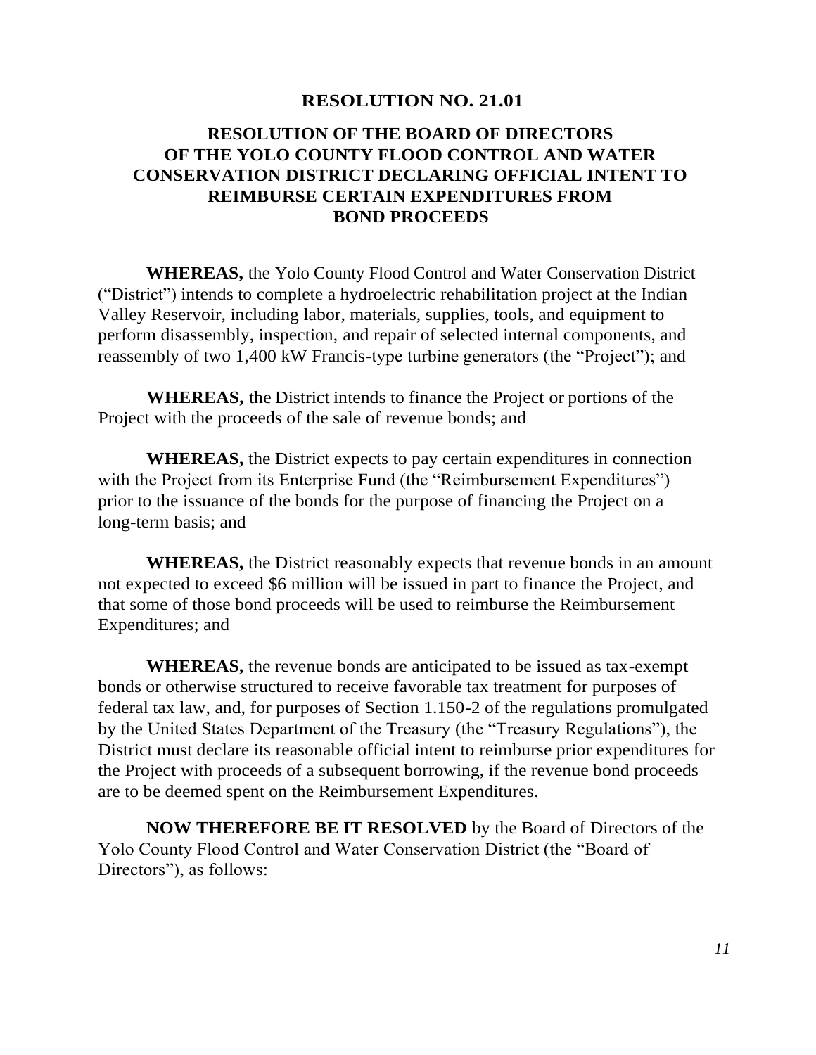# RESOLUTION NO. 21.01

## RESOLUTION OF THE BOARD OF DIRECTORS OF THE YOLO COUNTY FLOOD CONTROL AND WATER CONSERVATION DISTRICT DECLARING OFFICIAL INTENT TO REIMBURSE CERTAIN EXPENDITURES FROM BOND PROCEEDS

**WHEREAS,** the Yolo County Flood Control and Water Conservation District ("District") intends to complete a hydroelectric rehabilitation project at the Indian Valley Reservoir, including labor, materials, supplies, tools, and equipment to perform disassembly, inspection, and repair of selected internal components, and reassembly of two 1,400 kW Francis-type turbine generators (the "Project"); and

**WHEREAS,** the District intends to finance the Project or portions of the Project with the proceeds of the sale of revenue bonds; and

**WHEREAS,** the District expects to pay certain expenditures in connection with the Project from its Enterprise Fund (the "Reimbursement Expenditures") prior to the issuance of the bonds for the purpose of financing the Project on a long-term basis; and

**WHEREAS,** the District reasonably expects that revenue bonds in an amount not expected to exceed $6 million will be issued in part to finance the Project, and that some of those bond proceeds will be used to reimburse the Reimbursement Expenditures; and

**WHEREAS,** the revenue bonds are anticipated to be issued as tax-exempt bonds or otherwise structured to receive favorable tax treatment for purposes of federal tax law, and, for purposes of Section 1.150-2 of the regulations promulgated by the United States Department of the Treasury (the "Treasury Regulations"), the District must declare its reasonable official intent to reimburse prior expenditures for the Project with proceeds of a subsequent borrowing, if the revenue bond proceeds are to be deemed spent on the Reimbursement Expenditures.

**NOW THEREFORE BE IT RESOLVED** by the Board of Directors of the Yolo County Flood Control and Water Conservation District (the "Board of Directors"), as follows: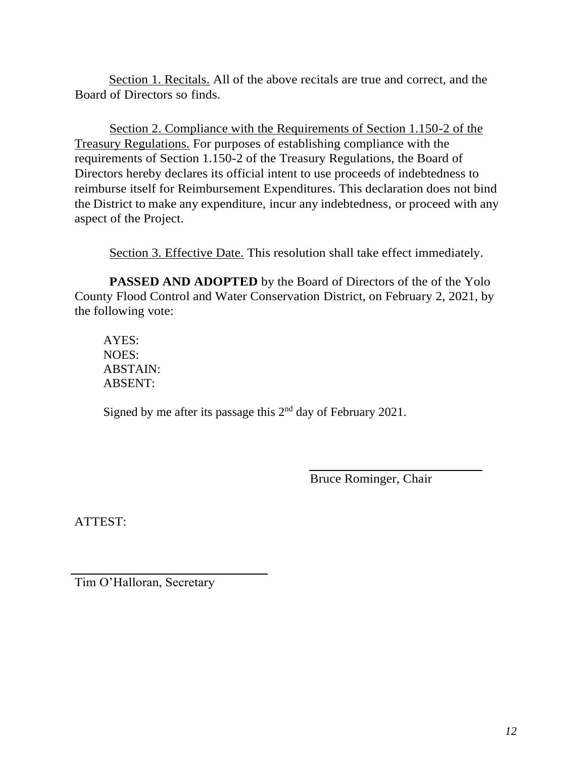Section 1. Recitals. All of the above recitals are true and correct, and the Board of Directors so finds.

Section 2. Compliance with the Requirements of Section 1.150-2 of the Treasury Regulations. For purposes of establishing compliance with the requirements of Section 1.150-2 of the Treasury Regulations, the Board of Directors hereby declares its official intent to use proceeds of indebtedness to reimburse itself for Reimbursement Expenditures. This declaration does not bind the District to make any expenditure, incur any indebtedness, or proceed with any aspect of the Project.

Section 3. Effective Date. This resolution shall take effect immediately.

**PASSED AND ADOPTED** by the Board of Directors of the of the Yolo County Flood Control and Water Conservation District, on February 2, 2021, by the following vote:

AYES:
NOES:
ABSTAIN:
ABSENT:

Signed by me after its passage this 2nd day of February 2021.

\_\_\_\_\_\_\_\_\_\_\_\_\_\_\_\_\_\_\_\_\_\_\_\_\_\_\_\_
Bruce Rominger, Chair

ATTEST:

\_\_\_\_\_\_\_\_\_\_\_\_\_\_\_\_\_\_\_\_\_\_\_\_\_\_\_\_
Tim O'Halloran, Secretary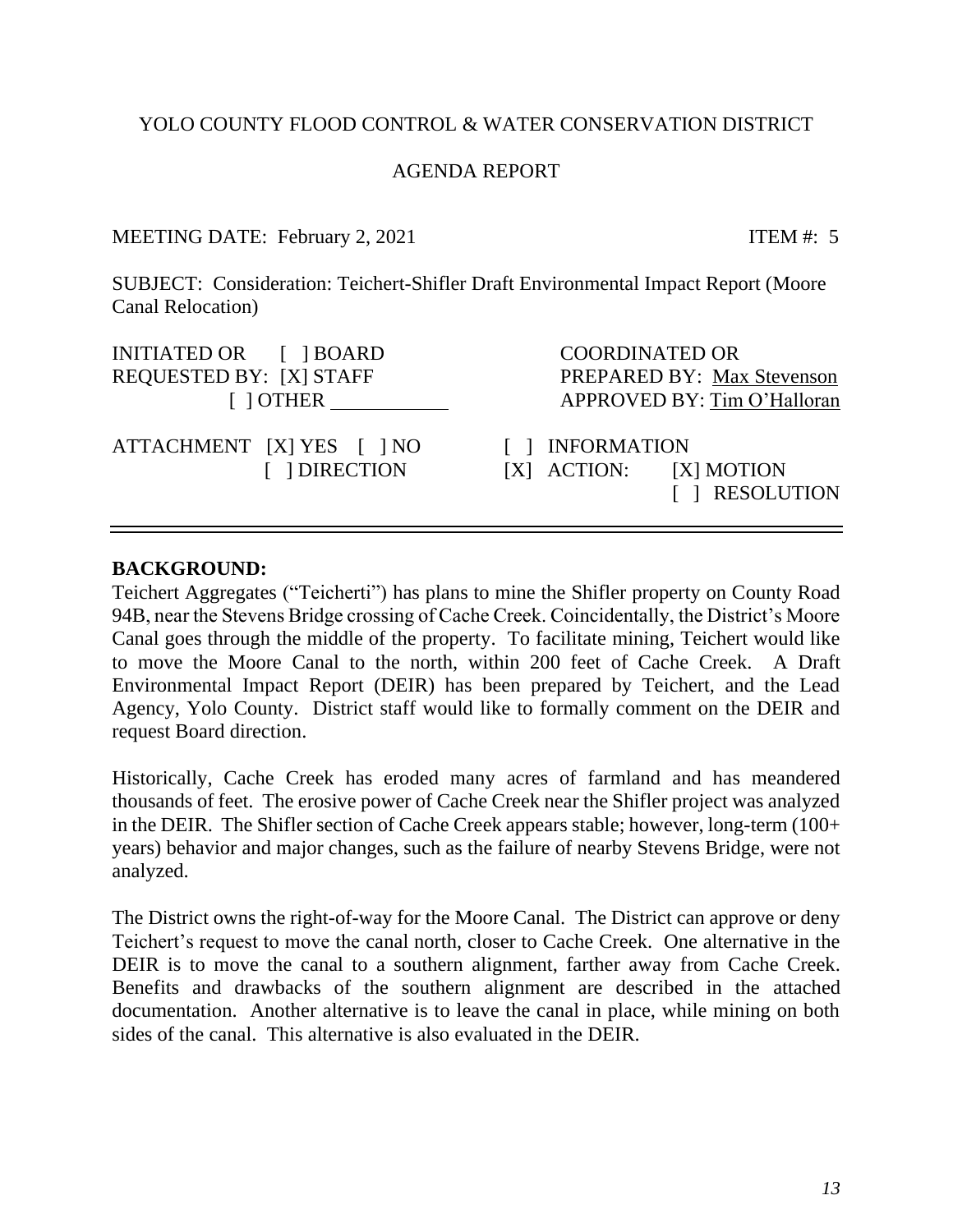YOLO COUNTY FLOOD CONTROL & WATER CONSERVATION DISTRICT

AGENDA REPORT

MEETING DATE: February 2, 2021 ITEM #: 5

SUBJECT: Consideration: Teichert-Shifler Draft Environmental Impact Report (Moore Canal Relocation)

| INITIATED OR REQUESTED BY: | [ ] BOARD [X] STAFF [ ] OTHER ___________ | COORDINATED OR PREPARED BY: Max Stevenson APPROVED BY: Tim O'Halloran |
|---|---|---|
| ATTACHMENT | [X] YES [ ] NO [ ] DIRECTION | [ ] INFORMATION [X] ACTION: [X] MOTION [ ] RESOLUTION |

---

**BACKGROUND:**

Teichert Aggregates ("Teicherti") has plans to mine the Shifler property on County Road 94B, near the Stevens Bridge crossing of Cache Creek. Coincidentally, the District's Moore Canal goes through the middle of the property. To facilitate mining, Teichert would like to move the Moore Canal to the north, within 200 feet of Cache Creek. A Draft Environmental Impact Report (DEIR) has been prepared by Teichert, and the Lead Agency, Yolo County. District staff would like to formally comment on the DEIR and request Board direction.

Historically, Cache Creek has eroded many acres of farmland and has meandered thousands of feet. The erosive power of Cache Creek near the Shifler project was analyzed in the DEIR. The Shifler section of Cache Creek appears stable; however, long-term (100+ years) behavior and major changes, such as the failure of nearby Stevens Bridge, were not analyzed.

The District owns the right-of-way for the Moore Canal. The District can approve or deny Teichert's request to move the canal north, closer to Cache Creek. One alternative in the DEIR is to move the canal to a southern alignment, farther away from Cache Creek. Benefits and drawbacks of the southern alignment are described in the attached documentation. Another alternative is to leave the canal in place, while mining on both sides of the canal. This alternative is also evaluated in the DEIR.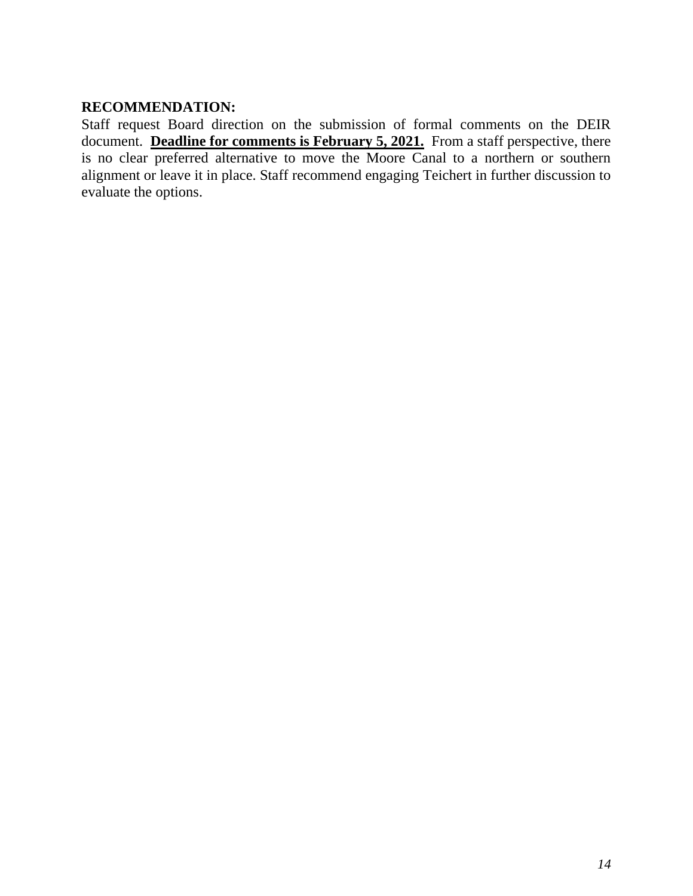**RECOMMENDATION:**

Staff request Board direction on the submission of formal comments on the DEIR document. **Deadline for comments is February 5, 2021.** From a staff perspective, there is no clear preferred alternative to move the Moore Canal to a northern or southern alignment or leave it in place. Staff recommend engaging Teichert in further discussion to evaluate the options.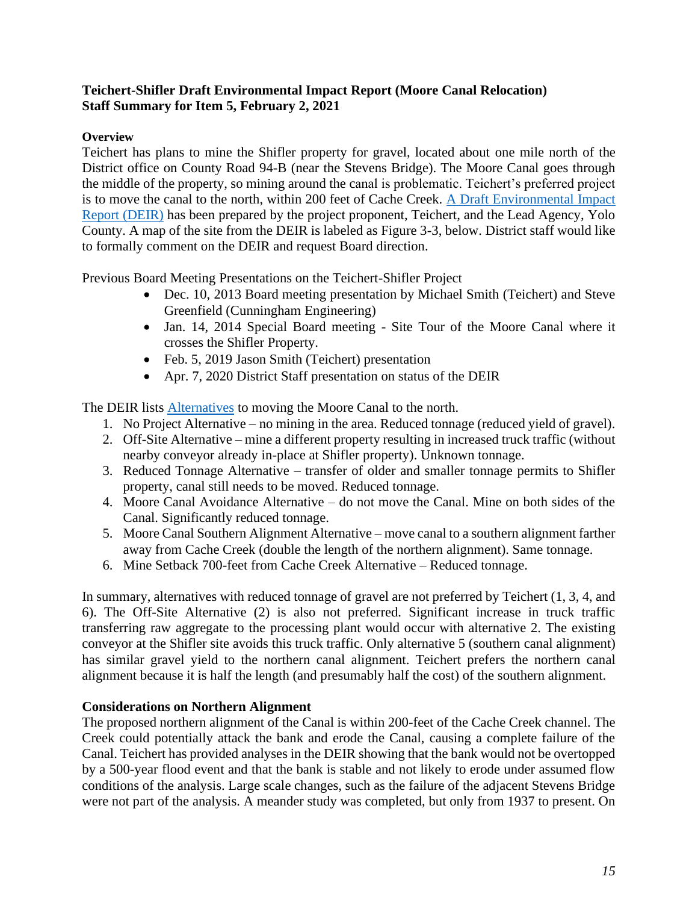**Teichert-Shifler Draft Environmental Impact Report (Moore Canal Relocation)**
**Staff Summary for Item 5, February 2, 2021**

**Overview**

Teichert has plans to mine the Shifler property for gravel, located about one mile north of the District office on County Road 94-B (near the Stevens Bridge). The Moore Canal goes through the middle of the property, so mining around the canal is problematic. Teichert's preferred project is to move the canal to the north, within 200 feet of Cache Creek. A Draft Environmental Impact Report (DEIR) has been prepared by the project proponent, Teichert, and the Lead Agency, Yolo County. A map of the site from the DEIR is labeled as Figure 3-3, below. District staff would like to formally comment on the DEIR and request Board direction.

Previous Board Meeting Presentations on the Teichert-Shifler Project

- Dec. 10, 2013 Board meeting presentation by Michael Smith (Teichert) and Steve Greenfield (Cunningham Engineering)
- Jan. 14, 2014 Special Board meeting - Site Tour of the Moore Canal where it crosses the Shifler Property.
- Feb. 5, 2019 Jason Smith (Teichert) presentation
- Apr. 7, 2020 District Staff presentation on status of the DEIR

The DEIR lists Alternatives to moving the Moore Canal to the north.

1. No Project Alternative – no mining in the area. Reduced tonnage (reduced yield of gravel).
2. Off-Site Alternative – mine a different property resulting in increased truck traffic (without nearby conveyor already in-place at Shifler property). Unknown tonnage.
3. Reduced Tonnage Alternative – transfer of older and smaller tonnage permits to Shifler property, canal still needs to be moved. Reduced tonnage.
4. Moore Canal Avoidance Alternative – do not move the Canal. Mine on both sides of the Canal. Significantly reduced tonnage.
5. Moore Canal Southern Alignment Alternative – move canal to a southern alignment farther away from Cache Creek (double the length of the northern alignment). Same tonnage.
6. Mine Setback 700-feet from Cache Creek Alternative – Reduced tonnage.

In summary, alternatives with reduced tonnage of gravel are not preferred by Teichert (1, 3, 4, and 6). The Off-Site Alternative (2) is also not preferred. Significant increase in truck traffic transferring raw aggregate to the processing plant would occur with alternative 2. The existing conveyor at the Shifler site avoids this truck traffic. Only alternative 5 (southern canal alignment) has similar gravel yield to the northern canal alignment. Teichert prefers the northern canal alignment because it is half the length (and presumably half the cost) of the southern alignment.

**Considerations on Northern Alignment**

The proposed northern alignment of the Canal is within 200-feet of the Cache Creek channel. The Creek could potentially attack the bank and erode the Canal, causing a complete failure of the Canal. Teichert has provided analyses in the DEIR showing that the bank would not be overtopped by a 500-year flood event and that the bank is stable and not likely to erode under assumed flow conditions of the analysis. Large scale changes, such as the failure of the adjacent Stevens Bridge were not part of the analysis. A meander study was completed, but only from 1937 to present. On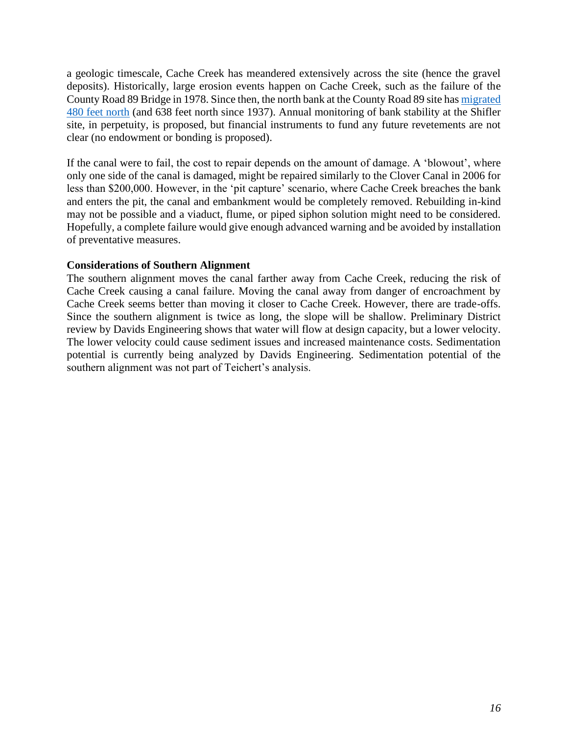a geologic timescale, Cache Creek has meandered extensively across the site (hence the gravel deposits). Historically, large erosion events happen on Cache Creek, such as the failure of the County Road 89 Bridge in 1978. Since then, the north bank at the County Road 89 site has migrated 480 feet north (and 638 feet north since 1937). Annual monitoring of bank stability at the Shifler site, in perpetuity, is proposed, but financial instruments to fund any future revetements are not clear (no endowment or bonding is proposed).

If the canal were to fail, the cost to repair depends on the amount of damage. A 'blowout', where only one side of the canal is damaged, might be repaired similarly to the Clover Canal in 2006 for less than $200,000. However, in the 'pit capture' scenario, where Cache Creek breaches the bank and enters the pit, the canal and embankment would be completely removed. Rebuilding in-kind may not be possible and a viaduct, flume, or piped siphon solution might need to be considered. Hopefully, a complete failure would give enough advanced warning and be avoided by installation of preventative measures.

**Considerations of Southern Alignment**

The southern alignment moves the canal farther away from Cache Creek, reducing the risk of Cache Creek causing a canal failure. Moving the canal away from danger of encroachment by Cache Creek seems better than moving it closer to Cache Creek. However, there are trade-offs. Since the southern alignment is twice as long, the slope will be shallow. Preliminary District review by Davids Engineering shows that water will flow at design capacity, but a lower velocity. The lower velocity could cause sediment issues and increased maintenance costs. Sedimentation potential is currently being analyzed by Davids Engineering. Sedimentation potential of the southern alignment was not part of Teichert's analysis.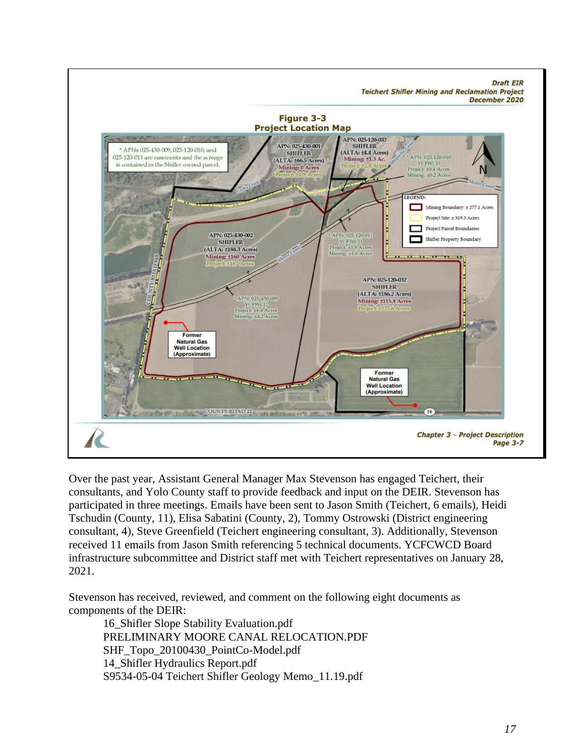Draft EIR
Teichert Shifler Mining and Reclamation Project
December 2020

**Figure 3-3**
**Project Location Map**

\* APNs 025-430-009, 025-120-010, and 025-120-011 are easements and the acreage is contained in the Shifler owned parcel.

APN: 025-430-001
SHIFLER
(ALTA: ±66.5 Acres)
Mining: 0 Acres
Project: ±1.9 Acres

APN: 025-120-033
SHIFLER
(ALTA: ±4.4 Acres)
Mining: ±1.3 Ac.
Project: ±2.8 Acres

\* APN: 025-120-010
YCFWCD
Project: ±0.4 Acres
Mining: ±0.2 Acres

LEGEND:
Mining Boundary: ± 277.1 Acres
Project Site: ± 319.3 Acres
Project Parcel Boundaries
Shifler Property Boundary

APN: 025-430-002
SHIFLER
(ALTA: ±188.3 Acres)
Mining: ±160 Acres
Project: ±187 Acres

\* APN: 025-120-011
YCFWCD
Project: ±1.8 Acres
Mining: ±1.6 Acres

APN: 025-120-032
SHIFLER
(ALTA: ±186.2 Acres)
Mining: ±115.8 Acres
Project: ±127.6 Acres

\* APN: 025-430-009
YCFWCD
Project: ±4.4 Acres
Mining: ±4.2 Acres

Former Natural Gas Well Location (Approximate)

Former Natural Gas Well Location (Approximate)

Chapter 3 – Project Description
Page 3-7

Over the past year, Assistant General Manager Max Stevenson has engaged Teichert, their consultants, and Yolo County staff to provide feedback and input on the DEIR. Stevenson has participated in three meetings. Emails have been sent to Jason Smith (Teichert, 6 emails), Heidi Tschudin (County, 11), Elisa Sabatini (County, 2), Tommy Ostrowski (District engineering consultant, 4), Steve Greenfield (Teichert engineering consultant, 3). Additionally, Stevenson received 11 emails from Jason Smith referencing 5 technical documents. YCFCWCD Board infrastructure subcommittee and District staff met with Teichert representatives on January 28, 2021.

Stevenson has received, reviewed, and comment on the following eight documents as components of the DEIR:

- 16_Shifler Slope Stability Evaluation.pdf
- PRELIMINARY MOORE CANAL RELOCATION.PDF
- SHF_Topo_20100430_PointCo-Model.pdf
- 14_Shifler Hydraulics Report.pdf
- S9534-05-04 Teichert Shifler Geology Memo_11.19.pdf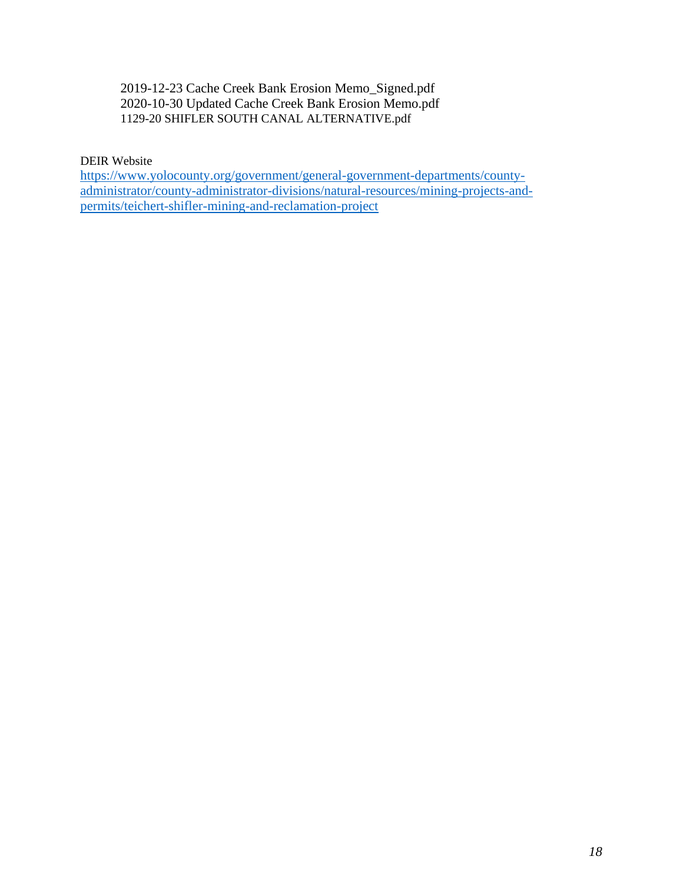2019-12-23 Cache Creek Bank Erosion Memo_Signed.pdf
2020-10-30 Updated Cache Creek Bank Erosion Memo.pdf
1129-20 SHIFLER SOUTH CANAL ALTERNATIVE.pdf

DEIR Website
https://www.yolocounty.org/government/general-government-departments/county-administrator/county-administrator-divisions/natural-resources/mining-projects-and-permits/teichert-shifler-mining-and-reclamation-project